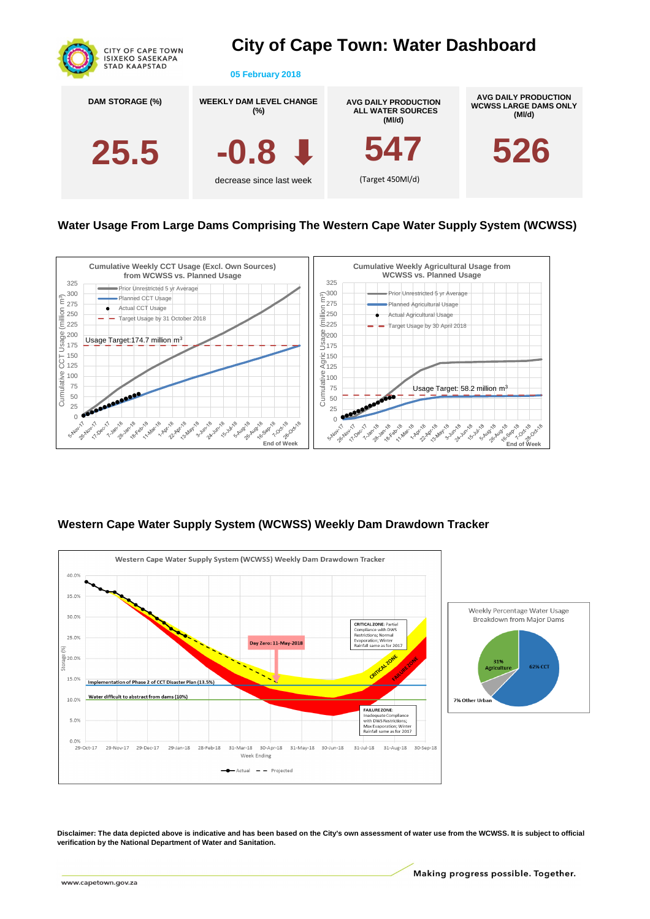CITY OF CAPE TOWN
ISIXEKO SASEKAPA
STAD KAAPSTAD

# City of Cape Town: Water Dashboard

**05 February 2018**

| DAM STORAGE (%) | WEEKLY DAM LEVEL CHANGE (%) | AVG DAILY PRODUCTION ALL WATER SOURCES (Ml/d) | AVG DAILY PRODUCTION WCWSS LARGE DAMS ONLY (Ml/d) |
|---|---|---|---|
| 25.5 | -0.8 ⬇ decrease since last week | 547 (Target 450Ml/d) | 526 |

## Water Usage From Large Dams Comprising The Western Cape Water Supply System (WCWSS)

**Cumulative Weekly CCT Usage (Excl. Own Sources) from WCWSS vs. Planned Usage**

- Prior Unrestricted 5 yr Average
- Planned CCT Usage
- Actual CCT Usage
- Target Usage by 31 October 2018

Usage Target: 174.7 million $m^3$

**Cumulative Weekly Agricultural Usage from WCWSS vs. Planned Usage**

- Prior Unrestricted 5 yr Average
- Planned Agricultural Usage
- Actual Agricultural Usage
- Target Usage by 30 April 2018

Usage Target: 58.2 million $m^3$

## Western Cape Water Supply System (WCWSS) Weekly Dam Drawdown Tracker

**Western Cape Water Supply System (WCWSS) Weekly Dam Drawdown Tracker**

- Day Zero: 11-May-2018
- CRITICAL ZONE: Partial Compliance with DWS Restrictions; Normal Evaporation; Winter Rainfall same as for 2017
- FAILURE ZONE: Inadequate Compliance with DWS Restrictions; Max Evaporation; Winter Rainfall same as for 2017
- Implementation of Phase 2 of CCT Disaster Plan (13.5%)
- Water difficult to abstract from dams (10%)

**Weekly Percentage Water Usage Breakdown from Major Dams**

- 62% CCT
- 31% Agriculture
- 7% Other Urban

**Disclaimer: The data depicted above is indicative and has been based on the City's own assessment of water use from the WCWSS. It is subject to official verification by the National Department of Water and Sanitation.**

Making progress possible. Together.

www.capetown.gov.za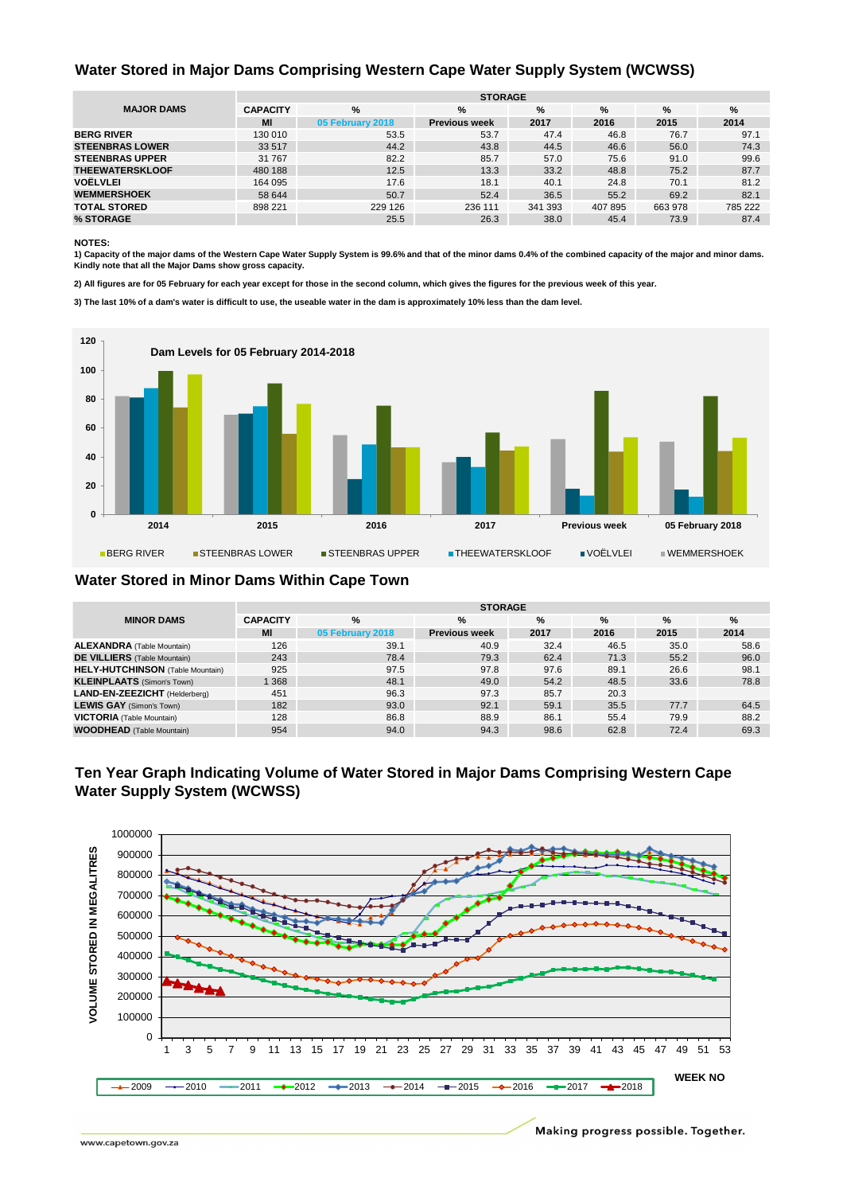## Water Stored in Major Dams Comprising Western Cape Water Supply System (WCWSS)

| MAJOR DAMS | CAPACITY | STORAGE | | | | | |
|---|---|---|---|---|---|---|---|
| | | % | % | % | % | % | % |
| | Ml | 05 February 2018 | Previous week | 2017 | 2016 | 2015 | 2014 |
| **BERG RIVER** | 130 010 | 53.5 | 53.7 | 47.4 | 46.8 | 76.7 | 97.1 |
| **STEENBRAS LOWER** | 33 517 | 44.2 | 43.8 | 44.5 | 46.6 | 56.0 | 74.3 |
| **STEENBRAS UPPER** | 31 767 | 82.2 | 85.7 | 57.0 | 75.6 | 91.0 | 99.6 |
| **THEEWATERSKLOOF** | 480 188 | 12.5 | 13.3 | 33.2 | 48.8 | 75.2 | 87.7 |
| **VOËLVLEI** | 164 095 | 17.6 | 18.1 | 40.1 | 24.8 | 70.1 | 81.2 |
| **WEMMERSHOEK** | 58 644 | 50.7 | 52.4 | 36.5 | 55.2 | 69.2 | 82.1 |
| **TOTAL STORED** | 898 221 | 229 126 | 236 111 | 341 393 | 407 895 | 663 978 | 785 222 |
| **% STORAGE** | | 25.5 | 26.3 | 38.0 | 45.4 | 73.9 | 87.4 |

**NOTES:**

**1) Capacity of the major dams of the Western Cape Water Supply System is 99.6% and that of the minor dams 0.4% of the combined capacity of the major and minor dams. Kindly note that all the Major Dams show gross capacity.**

**2) All figures are for 05 February for each year except for those in the second column, which gives the figures for the previous week of this year.**

**3) The last 10% of a dam's water is difficult to use, the useable water in the dam is approximately 10% less than the dam level.**

**Dam Levels for 05 February 2014-2018**

| | WEMMERSHOEK | VOËLVLEI | THEEWATERSKLOOF | STEENBRAS UPPER | STEENBRAS LOWER | BERG RIVER |
|---|---|---|---|---|---|---|
| 2014 | 82.1 | 81.2 | 87.7 | 99.6 | 74.3 | 97.1 |
| 2015 | 69.2 | 70.1 | 75.2 | 91.0 | 56.0 | 76.7 |
| 2016 | 55.2 | 24.8 | 48.8 | 75.6 | 46.6 | 46.8 |
| 2017 | 36.5 | 40.1 | 33.2 | 57.0 | 44.5 | 47.4 |
| Previous week | 52.4 | 18.1 | 13.3 | 85.7 | 43.8 | 53.7 |
| 05 February 2018 | 50.7 | 17.6 | 12.5 | 82.2 | 44.2 | 53.5 |

## Water Stored in Minor Dams Within Cape Town

| MINOR DAMS | CAPACITY | STORAGE | | | | | |
|---|---|---|---|---|---|---|---|
| | | % | % | % | % | % | % |
| | Ml | 05 February 2018 | Previous week | 2017 | 2016 | 2015 | 2014 |
| **ALEXANDRA** (Table Mountain) | 126 | 39.1 | 40.9 | 32.4 | 46.5 | 35.0 | 58.6 |
| **DE VILLIERS** (Table Mountain) | 243 | 78.4 | 79.3 | 62.4 | 71.3 | 55.2 | 96.0 |
| **HELY-HUTCHINSON** (Table Mountain) | 925 | 97.5 | 97.8 | 97.6 | 89.1 | 26.6 | 98.1 |
| **KLEINPLAATS** (Simon's Town) | 1 368 | 48.1 | 49.0 | 54.2 | 48.5 | 33.6 | 78.8 |
| **LAND-EN-ZEEZICHT** (Helderberg) | 451 | 96.3 | 97.3 | 85.7 | 20.3 | | |
| **LEWIS GAY** (Simon's Town) | 182 | 93.0 | 92.1 | 59.1 | 35.5 | 77.7 | 64.5 |
| **VICTORIA** (Table Mountain) | 128 | 86.8 | 88.9 | 86.1 | 55.4 | 79.9 | 88.2 |
| **WOODHEAD** (Table Mountain) | 954 | 94.0 | 94.3 | 98.6 | 62.8 | 72.4 | 69.3 |

## Ten Year Graph Indicating Volume of Water Stored in Major Dams Comprising Western Cape Water Supply System (WCWSS)

VOLUME STORED IN MEGALITRES (0 – 1000000) vs WEEK NO (1 – 53)

Legend: 2009, 2010, 2011, 2012, 2013, 2014, 2015, 2016, 2017, 2018

www.capetown.gov.za

Making progress possible. Together.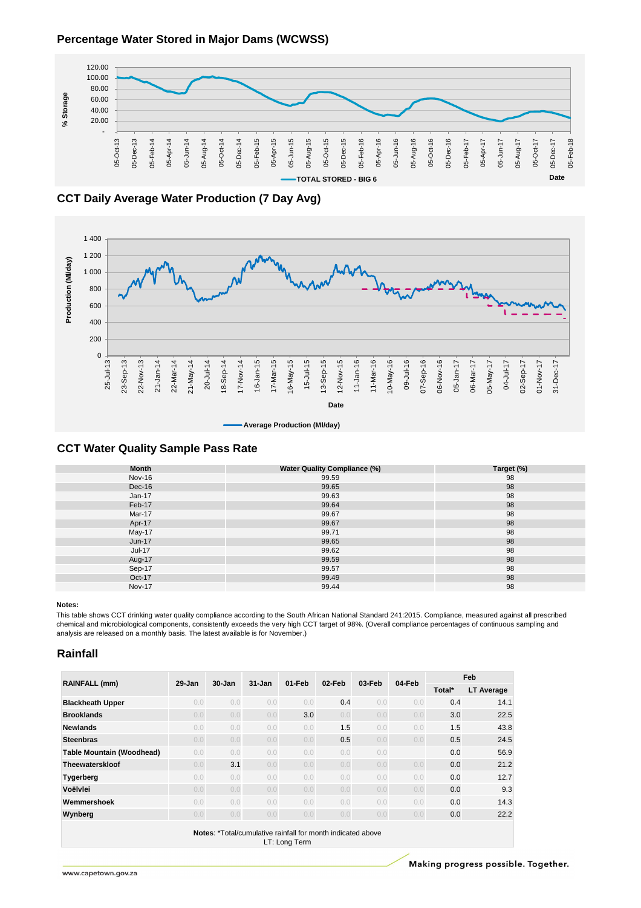## Percentage Water Stored in Major Dams (WCWSS)

% Storage

120.00
100.00
80.00
60.00
40.00
20.00
-

05-Oct-13 05-Dec-13 05-Feb-14 05-Apr-14 05-Jun-14 05-Aug-14 05-Oct-14 05-Dec-14 05-Feb-15 05-Apr-15 05-Jun-15 05-Aug-15 05-Oct-15 05-Dec-15 05-Feb-16 05-Apr-16 05-Jun-16 05-Aug-16 05-Oct-16 05-Dec-16 05-Feb-17 05-Apr-17 05-Jun-17 05-Aug-17 05-Oct-17 05-Dec-17 05-Feb-18

Date

TOTAL STORED - BIG 6

## CCT Daily Average Water Production (7 Day Avg)

Production (Ml/day)

1 400
1 200
1 000
800
600
400
200
0

25-Jul-13 23-Sep-13 22-Nov-13 21-Jan-14 22-Mar-14 21-May-14 20-Jul-14 18-Sep-14 17-Nov-14 16-Jan-15 17-Mar-15 16-May-15 15-Jul-15 13-Sep-15 12-Nov-15 11-Jan-16 11-Mar-16 10-May-16 09-Jul-16 07-Sep-16 06-Nov-16 05-Jan-17 06-Mar-17 05-May-17 04-Jul-17 02-Sep-17 01-Nov-17 31-Dec-17

Date

Average Production (Ml/day)

## CCT Water Quality Sample Pass Rate

| Month | Water Quality Compliance (%) | Target (%) |
|---|---|---|
| Nov-16 | 99.59 | 98 |
| Dec-16 | 99.65 | 98 |
| Jan-17 | 99.63 | 98 |
| Feb-17 | 99.64 | 98 |
| Mar-17 | 99.67 | 98 |
| Apr-17 | 99.67 | 98 |
| May-17 | 99.71 | 98 |
| Jun-17 | 99.65 | 98 |
| Jul-17 | 99.62 | 98 |
| Aug-17 | 99.59 | 98 |
| Sep-17 | 99.57 | 98 |
| Oct-17 | 99.49 | 98 |
| Nov-17 | 99.44 | 98 |

**Notes:**

This table shows CCT drinking water quality compliance according to the South African National Standard 241:2015. Compliance, measured against all prescribed chemical and microbiological components, consistently exceeds the very high CCT target of 98%. (Overall compliance percentages of continuous sampling and analysis are released on a monthly basis. The latest available is for November.)

## Rainfall

| RAINFALL (mm) | 29-Jan | 30-Jan | 31-Jan | 01-Feb | 02-Feb | 03-Feb | 04-Feb | Feb | |
|---|---|---|---|---|---|---|---|---|---|
| | | | | | | | | Total* | LT Average |
| **Blackheath Upper** | 0.0 | 0.0 | 0.0 | 0.0 | 0.4 | 0.0 | 0.0 | 0.4 | 14.1 |
| **Brooklands** | 0.0 | 0.0 | 0.0 | 3.0 | 0.0 | 0.0 | 0.0 | 3.0 | 22.5 |
| **Newlands** | 0.0 | 0.0 | 0.0 | 0.0 | 1.5 | 0.0 | 0.0 | 1.5 | 43.8 |
| **Steenbras** | 0.0 | 0.0 | 0.0 | 0.0 | 0.5 | 0.0 | 0.0 | 0.5 | 24.5 |
| **Table Mountain (Woodhead)** | 0.0 | 0.0 | 0.0 | 0.0 | 0.0 | 0.0 | | 0.0 | 56.9 |
| **Theewaterskloof** | 0.0 | 3.1 | 0.0 | 0.0 | 0.0 | 0.0 | 0.0 | 0.0 | 21.2 |
| **Tygerberg** | 0.0 | 0.0 | 0.0 | 0.0 | 0.0 | 0.0 | 0.0 | 0.0 | 12.7 |
| **Voëlvlei** | 0.0 | 0.0 | 0.0 | 0.0 | 0.0 | 0.0 | 0.0 | 0.0 | 9.3 |
| **Wemmershoek** | 0.0 | 0.0 | 0.0 | 0.0 | 0.0 | 0.0 | 0.0 | 0.0 | 14.3 |
| **Wynberg** | 0.0 | 0.0 | 0.0 | 0.0 | 0.0 | 0.0 | 0.0 | 0.0 | 22.2 |

**Notes**: *Total/cumulative rainfall for month indicated above
LT: Long Term

Making progress possible. Together.

www.capetown.gov.za